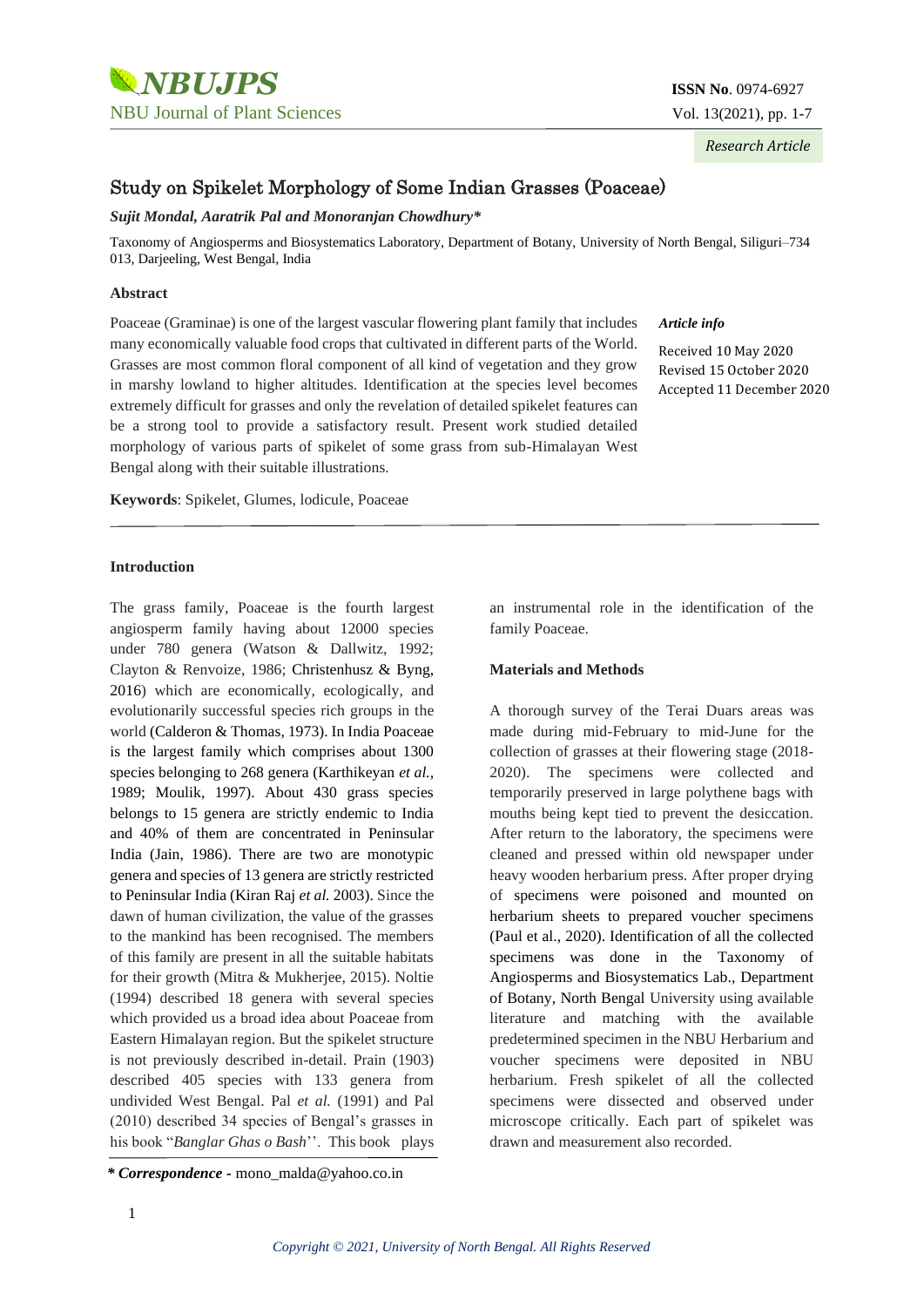*Research Article*

# Study on Spikelet Morphology of Some Indian Grasses (Poaceae)

***Sujit Mondal, Aaratrik Pal and Monoranjan Chowdhury****

Taxonomy of Angiosperms and Biosystematics Laboratory, Department of Botany, University of North Bengal, Siliguri–734 013, Darjeeling, West Bengal, India

### Abstract

Poaceae (Graminae) is one of the largest vascular flowering plant family that includes many economically valuable food crops that cultivated in different parts of the World. Grasses are most common floral component of all kind of vegetation and they grow in marshy lowland to higher altitudes. Identification at the species level becomes extremely difficult for grasses and only the revelation of detailed spikelet features can be a strong tool to provide a satisfactory result. Present work studied detailed morphology of various parts of spikelet of some grass from sub-Himalayan West Bengal along with their suitable illustrations.

***Article info***

Received 10 May 2020
Revised 15 October 2020
Accepted 11 December 2020

**Keywords**: Spikelet, Glumes, lodicule, Poaceae

### Introduction

The grass family, Poaceae is the fourth largest angiosperm family having about 12000 species under 780 genera (Watson & Dallwitz, 1992; Clayton & Renvoize, 1986; Christenhusz & Byng, 2016) which are economically, ecologically, and evolutionarily successful species rich groups in the world (Calderon & Thomas, 1973). In India Poaceae is the largest family which comprises about 1300 species belonging to 268 genera (Karthikeyan *et al.,* 1989; Moulik, 1997). About 430 grass species belongs to 15 genera are strictly endemic to India and 40% of them are concentrated in Peninsular India (Jain, 1986). There are two are monotypic genera and species of 13 genera are strictly restricted to Peninsular India (Kiran Raj *et al.* 2003). Since the dawn of human civilization, the value of the grasses to the mankind has been recognised. The members of this family are present in all the suitable habitats for their growth (Mitra & Mukherjee, 2015). Noltie (1994) described 18 genera with several species which provided us a broad idea about Poaceae from Eastern Himalayan region. But the spikelet structure is not previously described in-detail. Prain (1903) described 405 species with 133 genera from undivided West Bengal. Pal *et al.* (1991) and Pal (2010) described 34 species of Bengal's grasses in his book "*Banglar Ghas o Bash*''. This book plays an instrumental role in the identification of the family Poaceae.

### Materials and Methods

A thorough survey of the Terai Duars areas was made during mid-February to mid-June for the collection of grasses at their flowering stage (2018-2020). The specimens were collected and temporarily preserved in large polythene bags with mouths being kept tied to prevent the desiccation. After return to the laboratory, the specimens were cleaned and pressed within old newspaper under heavy wooden herbarium press. After proper drying of specimens were poisoned and mounted on herbarium sheets to prepared voucher specimens (Paul et al., 2020). Identification of all the collected specimens was done in the Taxonomy of Angiosperms and Biosystematics Lab., Department of Botany, North Bengal University using available literature and matching with the available predetermined specimen in the NBU Herbarium and voucher specimens were deposited in NBU herbarium. Fresh spikelet of all the collected specimens were dissected and observed under microscope critically. Each part of spikelet was drawn and measurement also recorded.

***\* Correspondence*** - mono_malda@yahoo.co.in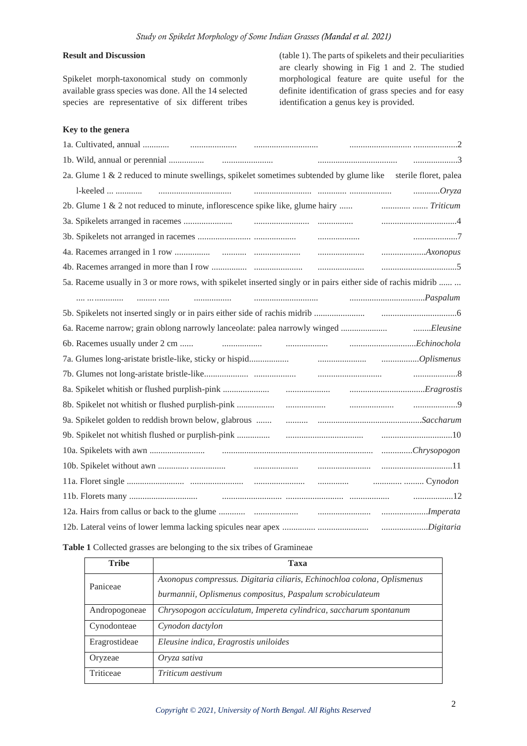**Result and Discussion**

Spikelet morph-taxonomical study on commonly available grass species was done. All the 14 selected species are representative of six different tribes (table 1). The parts of spikelets and their peculiarities are clearly showing in Fig 1 and 2. The studied morphological feature are quite useful for the definite identification of grass species and for easy identification a genus key is provided.

**Key to the genera**

1a. Cultivated, annual ............ ..................... ............................. ............................. ....................2

1b. Wild, annual or perennial ................ ....................... .................................... ....................3

2a. Glume 1 & 2 reduced to minute swellings, spikelet sometimes subtended by glume like sterile floret, palea l-keeled ... ............ ................................. .......................... ............. ................... ............*Oryza*

2b. Glume 1 & 2 not reduced to minute, inflorescence spike like, glume hairy ...... ............ ....... *Triticum*

3a. Spikelets arranged in racemes ...................... ......................... ................ ..................................4

3b. Spikelets not arranged in racemes ......................... ................... ................... ....................7

4a. Racemes arranged in 1 row ................ ........... ..................... ..................... ....................*Axonopus*

4b. Racemes arranged in more than I row ................ ...................... ..................... ..................................5

5a. Raceme usually in 3 or more rows, with spikelet inserted singly or in pairs either side of rachis midrib ...... ... .... ... ............. ......... ..... ................. ............................. ..................................*Paspalum*

5b. Spikelets not inserted singly or in pairs either side of rachis midrib ....................... ..................................6

6a. Raceme narrow; grain oblong narrowly lanceolate: palea narrowly winged ..................... ........*Eleusine*

6b. Racemes usually under 2 cm ...... .................. ................... ..............................*Echinochola*

7a. Glumes long-aristate bristle-like, sticky or hispid.................. ...................... .................*Oplismenus*

7b. Glumes not long-aristate bristle-like.................... ................... ............................ ....................8

8a. Spikelet whitish or flushed purplish-pink ..................... .................... ..................................*Eragrostis*

8b. Spikelet not whitish or flushed purplish-pink ................. .................. .................... ....................9

9a. Spikelet golden to reddish brown below, glabrous ....... .......... ...............................................*Saccharum*

9b. Spikelet not whitish flushed or purplish-pink ............... ................................... ................................10

10a. Spikelets with awn ......................... .................................................................... .............*Chrysopogon*

10b. Spikelet without awn .............. ................ .................... ........................ ................................11

11a. Floret single .......................... ........................ ....................... ............. ............ ......... Cy*nodon*

11b. Florets many ............................... ........................... .......................... .................. ..................12

12a. Hairs from callus or back to the glume ............ .................... ........................ .....................*Imperata*

12b. Lateral veins of lower lemma lacking spicules near apex ............... ....................... .....................*Digitaria*

**Table 1** Collected grasses are belonging to the six tribes of Gramineae

| Tribe | Taxa |
|---|---|
| Paniceae | *Axonopus compressus. Digitaria ciliaris, Echinochloa colona, Oplismenus burmannii, Oplismenus compositus, Paspalum scrobiculateum* |
| Andropogoneae | *Chrysopogon acciculatum, Impereta cylindrica, saccharum spontanum* |
| Cynodonteae | *Cynodon dactylon* |
| Eragrostideae | *Eleusine indica, Eragrostis uniloides* |
| Oryzeae | *Oryza sativa* |
| Triticeae | *Triticum aestivum* |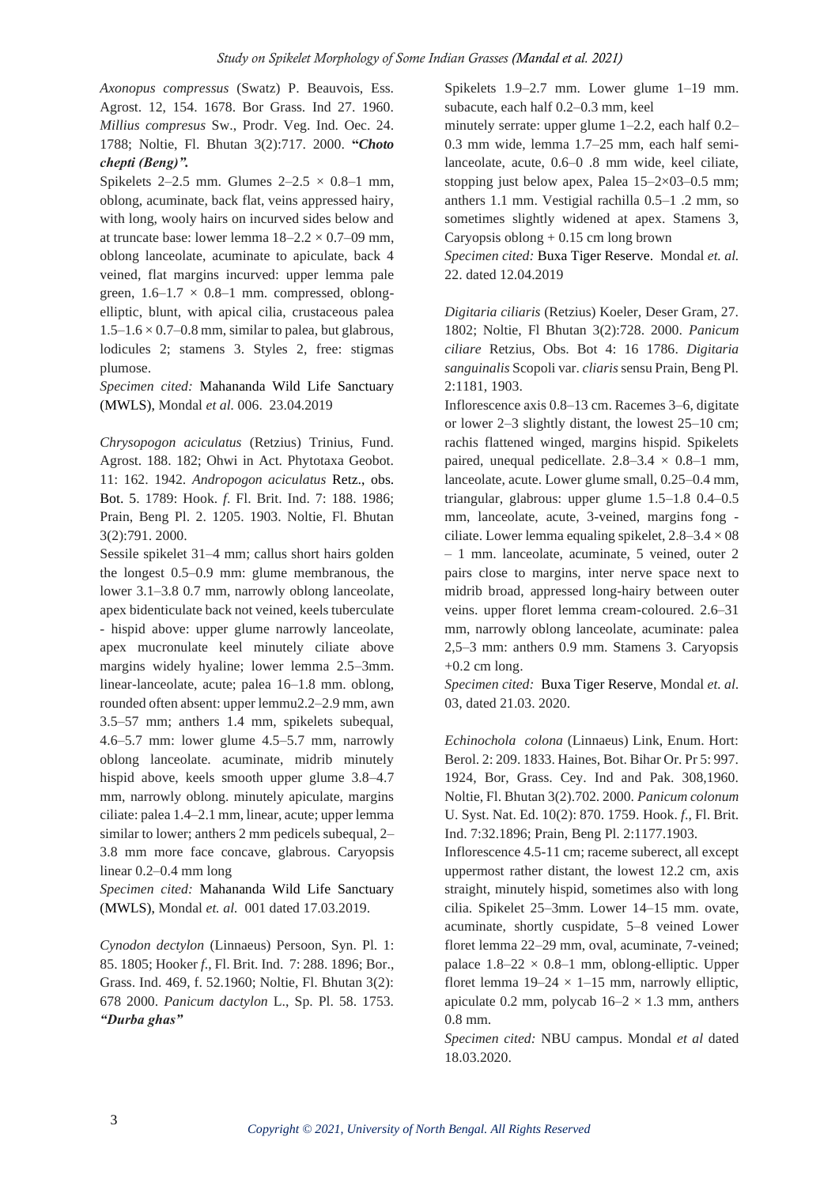*Axonopus compressus* (Swatz) P. Beauvois, Ess. Agrost. 12, 154. 1678. Bor Grass. Ind 27. 1960. *Millius compresus* Sw., Prodr. Veg. Ind. Oec. 24. 1788; Noltie, Fl. Bhutan 3(2):717. 2000. **"*Choto chepti (Beng)"*.**

Spikelets 2–2.5 mm. Glumes 2–2.5 × 0.8–1 mm, oblong, acuminate, back flat, veins appressed hairy, with long, wooly hairs on incurved sides below and at truncate base: lower lemma 18–2.2 × 0.7–09 mm, oblong lanceolate, acuminate to apiculate, back 4 veined, flat margins incurved: upper lemma pale green, 1.6–1.7 × 0.8–1 mm. compressed, oblong-elliptic, blunt, with apical cilia, crustaceous palea 1.5–1.6 × 0.7–0.8 mm, similar to palea, but glabrous, lodicules 2; stamens 3. Styles 2, free: stigmas plumose.

*Specimen cited:* Mahananda Wild Life Sanctuary (MWLS), Mondal *et al.* 006. 23.04.2019

*Chrysopogon aciculatus* (Retzius) Trinius, Fund. Agrost. 188. 182; Ohwi in Act. Phytotaxa Geobot. 11: 162. 1942. *Andropogon aciculatus* Retz., obs. Bot. 5. 1789: Hook. *f*. Fl. Brit. Ind. 7: 188. 1986; Prain, Beng Pl. 2. 1205. 1903. Noltie, Fl. Bhutan 3(2):791. 2000.

Sessile spikelet 31–4 mm; callus short hairs golden the longest 0.5–0.9 mm: glume membranous, the lower 3.1–3.8 0.7 mm, narrowly oblong lanceolate, apex bidenticulate back not veined, keels tuberculate - hispid above: upper glume narrowly lanceolate, apex mucronulate keel minutely ciliate above margins widely hyaline; lower lemma 2.5–3mm. linear-lanceolate, acute; palea 16–1.8 mm. oblong, rounded often absent: upper lemmu2.2–2.9 mm, awn 3.5–57 mm; anthers 1.4 mm, spikelets subequal, 4.6–5.7 mm: lower glume 4.5–5.7 mm, narrowly oblong lanceolate. acuminate, midrib minutely hispid above, keels smooth upper glume 3.8–4.7 mm, narrowly oblong. minutely apiculate, margins ciliate: palea 1.4–2.1 mm, linear, acute; upper lemma similar to lower; anthers 2 mm pedicels subequal, 2–3.8 mm more face concave, glabrous. Caryopsis linear 0.2–0.4 mm long

*Specimen cited:* Mahananda Wild Life Sanctuary (MWLS), Mondal *et. al.* 001 dated 17.03.2019.

*Cynodon dectylon* (Linnaeus) Persoon, Syn. Pl. 1: 85. 1805; Hooker *f*., Fl. Brit. Ind. 7: 288. 1896; Bor., Grass. Ind. 469, f. 52.1960; Noltie, Fl. Bhutan 3(2): 678 2000. *Panicum dactylon* L., Sp. Pl. 58. 1753. ***"Durba ghas"***

Spikelets 1.9–2.7 mm. Lower glume 1–19 mm. subacute, each half 0.2–0.3 mm, keel minutely serrate: upper glume 1–2.2, each half 0.2–0.3 mm wide, lemma 1.7–25 mm, each half semi-lanceolate, acute, 0.6–0 .8 mm wide, keel ciliate, stopping just below apex, Palea 15–2×03–0.5 mm; anthers 1.1 mm. Vestigial rachilla 0.5–1 .2 mm, so sometimes slightly widened at apex. Stamens 3, Caryopsis oblong + 0.15 cm long brown

*Specimen cited:* Buxa Tiger Reserve. Mondal *et. al.* 22. dated 12.04.2019

*Digitaria ciliaris* (Retzius) Koeler, Deser Gram, 27. 1802; Noltie, Fl Bhutan 3(2):728. 2000. *Panicum ciliare* Retzius, Obs. Bot 4: 16 1786. *Digitaria sanguinalis* Scopoli var. *cliaris* sensu Prain, Beng Pl. 2:1181, 1903.

Inflorescence axis 0.8–13 cm. Racemes 3–6, digitate or lower 2–3 slightly distant, the lowest 25–10 cm; rachis flattened winged, margins hispid. Spikelets paired, unequal pedicellate. 2.8–3.4 × 0.8–1 mm, lanceolate, acute. Lower glume small, 0.25–0.4 mm, triangular, glabrous: upper glume 1.5–1.8 0.4–0.5 mm, lanceolate, acute, 3-veined, margins fong - ciliate. Lower lemma equaling spikelet, 2.8–3.4 × 08 – 1 mm. lanceolate, acuminate, 5 veined, outer 2 pairs close to margins, inter nerve space next to midrib broad, appressed long-hairy between outer veins. upper floret lemma cream-coloured. 2.6–31 mm, narrowly oblong lanceolate, acuminate: palea 2,5–3 mm: anthers 0.9 mm. Stamens 3. Caryopsis +0.2 cm long.

*Specimen cited:* Buxa Tiger Reserve, Mondal *et. al.* 03, dated 21.03. 2020.

*Echinochola colona* (Linnaeus) Link, Enum. Hort: Berol. 2: 209. 1833. Haines, Bot. Bihar Or. Pr 5: 997. 1924, Bor, Grass. Cey. Ind and Pak. 308,1960. Noltie, Fl. Bhutan 3(2):702. 2000. *Panicum colonum* U. Syst. Nat. Ed. 10(2): 870. 1759. Hook. *f*., Fl. Brit. Ind. 7:32.1896; Prain, Beng Pl. 2:1177.1903.

Inflorescence 4.5-11 cm; raceme suberect, all except uppermost rather distant, the lowest 12.2 cm, axis straight, minutely hispid, sometimes also with long cilia. Spikelet 25–3mm. Lower 14–15 mm. ovate, acuminate, shortly cuspidate, 5–8 veined Lower floret lemma 22–29 mm, oval, acuminate, 7-veined; palace 1.8–22 × 0.8–1 mm, oblong-elliptic. Upper floret lemma 19–24 × 1–15 mm, narrowly elliptic, apiculate 0.2 mm, polycab 16–2 × 1.3 mm, anthers 0.8 mm.

*Specimen cited:* NBU campus. Mondal *et al* dated 18.03.2020.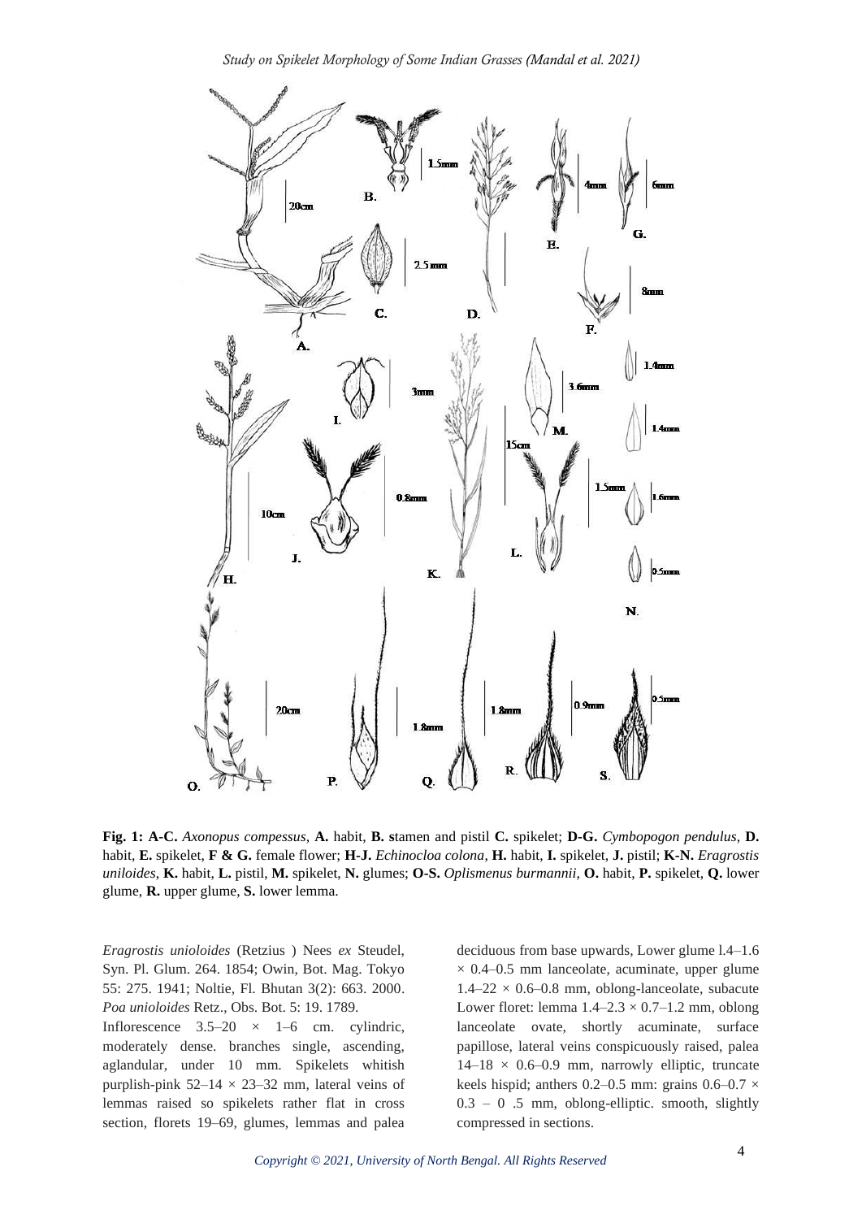**Fig. 1: A-C.** *Axonopus compessus*, **A.** habit, **B. s**tamen and pistil **C.** spikelet; **D-G.** *Cymbopogon pendulus*, **D.** habit, **E.** spikelet, **F & G.** female flower; **H-J.** *Echinocloa colona*, **H.** habit, **I.** spikelet, **J.** pistil; **K-N.** *Eragrostis uniloides*, **K.** habit, **L.** pistil, **M.** spikelet, **N.** glumes; **O-S.** *Oplismenus burmannii*, **O.** habit, **P.** spikelet, **Q.** lower glume, **R.** upper glume, **S.** lower lemma.

*Eragrostis unioloides* (Retzius ) Nees *ex* Steudel, Syn. Pl. Glum. 264. 1854; Owin, Bot. Mag. Tokyo 55: 275. 1941; Noltie, Fl. Bhutan 3(2): 663. 2000. *Poa unioloides* Retz., Obs. Bot. 5: 19. 1789.

Inflorescence 3.5–20 × 1–6 cm. cylindric, moderately dense. branches single, ascending, aglandular, under 10 mm. Spikelets whitish purplish-pink 52–14 × 23–32 mm, lateral veins of lemmas raised so spikelets rather flat in cross section, florets 19–69, glumes, lemmas and palea deciduous from base upwards, Lower glume l.4–1.6 × 0.4–0.5 mm lanceolate, acuminate, upper glume 1.4–22 × 0.6–0.8 mm, oblong-lanceolate, subacute Lower floret: lemma 1.4–2.3 × 0.7–1.2 mm, oblong lanceolate ovate, shortly acuminate, surface papillose, lateral veins conspicuously raised, palea 14–18 × 0.6–0.9 mm, narrowly elliptic, truncate keels hispid; anthers 0.2–0.5 mm: grains 0.6–0.7 × 0.3 – 0 .5 mm, oblong-elliptic. smooth, slightly compressed in sections.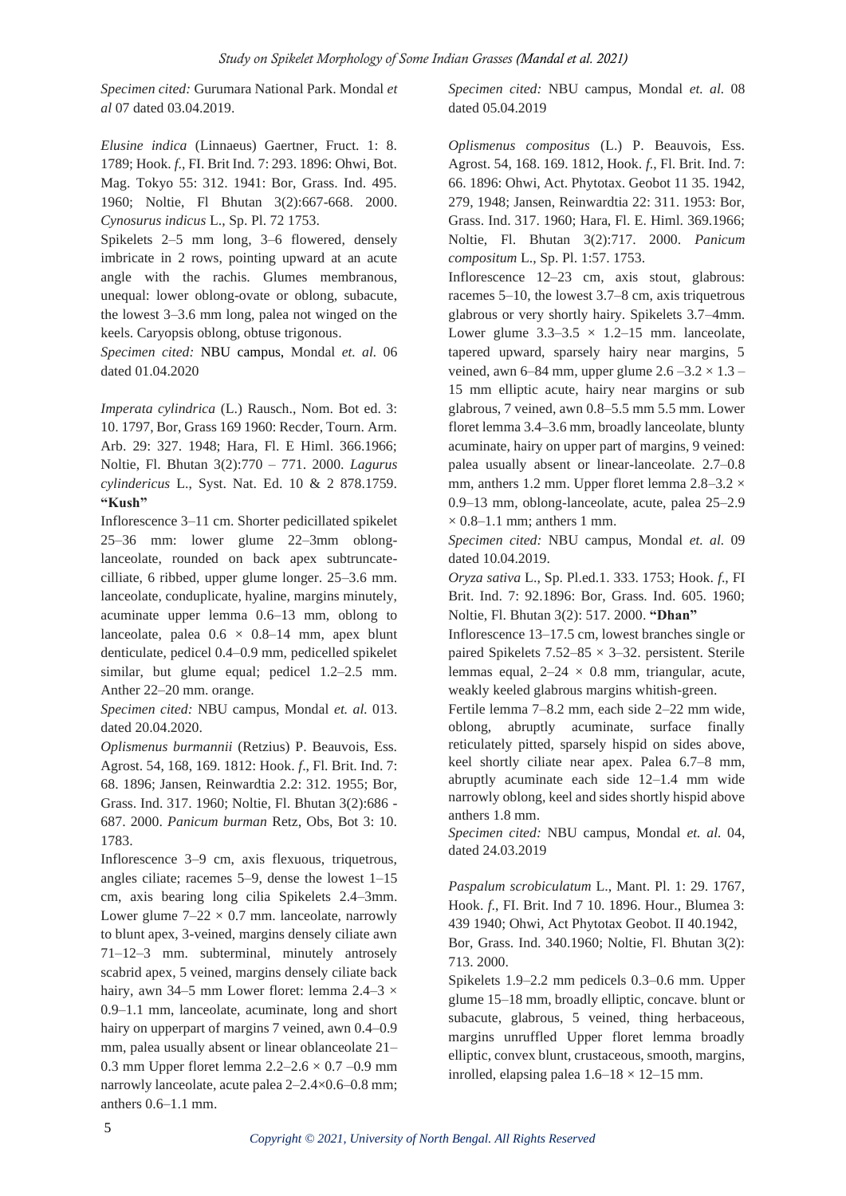*Specimen cited:* Gurumara National Park. Mondal *et al* 07 dated 03.04.2019.

*Elusine indica* (Linnaeus) Gaertner, Fruct. 1: 8. 1789; Hook. *f*., FI. Brit Ind. 7: 293. 1896: Ohwi, Bot. Mag. Tokyo 55: 312. 1941: Bor, Grass. Ind. 495. 1960; Noltie, Fl Bhutan 3(2):667-668. 2000. *Cynosurus indicus* L., Sp. Pl. 72 1753.

Spikelets 2–5 mm long, 3–6 flowered, densely imbricate in 2 rows, pointing upward at an acute angle with the rachis. Glumes membranous, unequal: lower oblong-ovate or oblong, subacute, the lowest 3–3.6 mm long, palea not winged on the keels. Caryopsis oblong, obtuse trigonous.

*Specimen cited:* NBU campus, Mondal *et. al.* 06 dated 01.04.2020

*Imperata cylindrica* (L.) Rausch., Nom. Bot ed. 3: 10. 1797, Bor, Grass 169 1960: Recder, Tourn. Arm. Arb. 29: 327. 1948; Hara, Fl. E Himl. 366.1966; Noltie, Fl. Bhutan 3(2):770 – 771. 2000. *Lagurus cylindericus* L., Syst. Nat. Ed. 10 & 2 878.1759. **"Kush"**

Inflorescence 3–11 cm. Shorter pedicillated spikelet 25–36 mm: lower glume 22–3mm oblong-lanceolate, rounded on back apex subtruncate-cilliate, 6 ribbed, upper glume longer. 25–3.6 mm. lanceolate, conduplicate, hyaline, margins minutely, acuminate upper lemma 0.6–13 mm, oblong to lanceolate, palea 0.6 × 0.8–14 mm, apex blunt denticulate, pedicel 0.4–0.9 mm, pedicelled spikelet similar, but glume equal; pedicel 1.2–2.5 mm. Anther 22–20 mm. orange.

*Specimen cited:* NBU campus, Mondal *et. al.* 013. dated 20.04.2020.

*Oplismenus burmannii* (Retzius) P. Beauvois, Ess. Agrost. 54, 168, 169. 1812: Hook. *f*., Fl. Brit. Ind. 7: 68. 1896; Jansen, Reinwardtia 2.2: 312. 1955; Bor, Grass. Ind. 317. 1960; Noltie, Fl. Bhutan 3(2):686 - 687. 2000. *Panicum burman* Retz, Obs, Bot 3: 10. 1783.

Inflorescence 3–9 cm, axis flexuous, triquetrous, angles ciliate; racemes 5–9, dense the lowest 1–15 cm, axis bearing long cilia Spikelets 2.4–3mm. Lower glume 7–22 × 0.7 mm. lanceolate, narrowly to blunt apex, 3-veined, margins densely ciliate awn 71–12–3 mm. subterminal, minutely antrosely scabrid apex, 5 veined, margins densely ciliate back hairy, awn 34–5 mm Lower floret: lemma 2.4–3 × 0.9–1.1 mm, lanceolate, acuminate, long and short hairy on upperpart of margins 7 veined, awn 0.4–0.9 mm, palea usually absent or linear oblanceolate 21–0.3 mm Upper floret lemma 2.2–2.6 × 0.7 –0.9 mm narrowly lanceolate, acute palea 2–2.4×0.6–0.8 mm; anthers 0.6–1.1 mm.

*Specimen cited:* NBU campus, Mondal *et. al.* 08 dated 05.04.2019

*Oplismenus compositus* (L.) P. Beauvois, Ess. Agrost. 54, 168. 169. 1812, Hook. *f*., Fl. Brit. Ind. 7: 66. 1896: Ohwi, Act. Phytotax. Geobot 11 35. 1942, 279, 1948; Jansen, Reinwardtia 22: 311. 1953: Bor, Grass. Ind. 317. 1960; Hara, Fl. E. Himl. 369.1966; Noltie, Fl. Bhutan 3(2):717. 2000. *Panicum compositum* L., Sp. Pl. 1:57. 1753.

Inflorescence 12–23 cm, axis stout, glabrous: racemes 5–10, the lowest 3.7–8 cm, axis triquetrous glabrous or very shortly hairy. Spikelets 3.7–4mm. Lower glume 3.3–3.5 × 1.2–15 mm. lanceolate, tapered upward, sparsely hairy near margins, 5 veined, awn 6–84 mm, upper glume 2.6 –3.2 × 1.3 – 15 mm elliptic acute, hairy near margins or sub glabrous, 7 veined, awn 0.8–5.5 mm 5.5 mm. Lower floret lemma 3.4–3.6 mm, broadly lanceolate, blunty acuminate, hairy on upper part of margins, 9 veined: palea usually absent or linear-lanceolate. 2.7–0.8 mm, anthers 1.2 mm. Upper floret lemma 2.8–3.2 × 0.9–13 mm, oblong-lanceolate, acute, palea 25–2.9 × 0.8–1.1 mm; anthers 1 mm.

*Specimen cited:* NBU campus, Mondal *et. al.* 09 dated 10.04.2019.

*Oryza sativa* L., Sp. Pl.ed.1. 333. 1753; Hook. *f*., FI Brit. Ind. 7: 92.1896: Bor, Grass. Ind. 605. 1960; Noltie, Fl. Bhutan 3(2): 517. 2000. **"Dhan"**

Inflorescence 13–17.5 cm, lowest branches single or paired Spikelets 7.52–85 × 3–32. persistent. Sterile lemmas equal, 2–24 × 0.8 mm, triangular, acute, weakly keeled glabrous margins whitish-green.

Fertile lemma 7–8.2 mm, each side 2–22 mm wide, oblong, abruptly acuminate, surface finally reticulately pitted, sparsely hispid on sides above, keel shortly ciliate near apex. Palea 6.7–8 mm, abruptly acuminate each side 12–1.4 mm wide narrowly oblong, keel and sides shortly hispid above anthers 1.8 mm.

*Specimen cited:* NBU campus, Mondal *et. al.* 04, dated 24.03.2019

*Paspalum scrobiculatum* L., Mant. Pl. 1: 29. 1767, Hook. *f*., FI. Brit. Ind 7 10. 1896. Hour., Blumea 3: 439 1940; Ohwi, Act Phytotax Geobot. II 40.1942, Bor, Grass. Ind. 340.1960; Noltie, Fl. Bhutan 3(2): 713. 2000.

Spikelets 1.9–2.2 mm pedicels 0.3–0.6 mm. Upper glume 15–18 mm, broadly elliptic, concave. blunt or subacute, glabrous, 5 veined, thing herbaceous, margins unruffled Upper floret lemma broadly elliptic, convex blunt, crustaceous, smooth, margins, inrolled, elapsing palea 1.6–18 × 12–15 mm.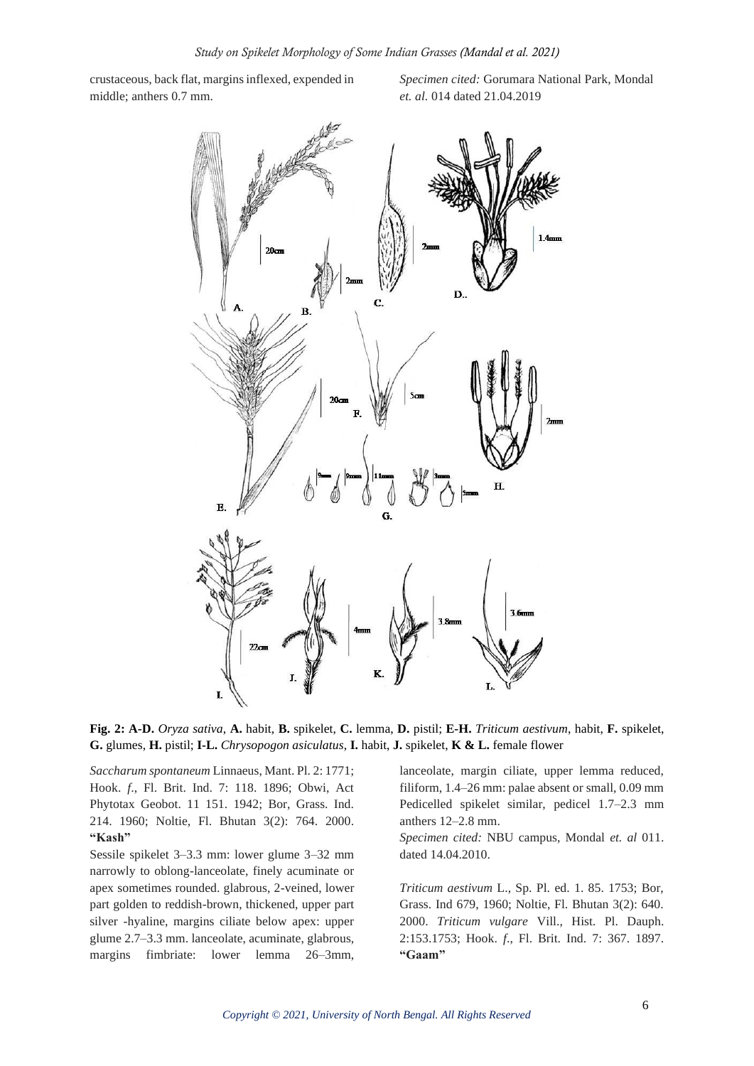crustaceous, back flat, margins inflexed, expended in middle; anthers 0.7 mm.

*Specimen cited:* Gorumara National Park, Mondal *et. al.* 014 dated 21.04.2019

**Fig. 2: A-D.** *Oryza sativa*, **A.** habit, **B.** spikelet, **C.** lemma, **D.** pistil; **E-H.** *Triticum aestivum*, habit, **F.** spikelet, **G.** glumes, **H.** pistil; **I-L.** *Chrysopogon asiculatus*, **I.** habit, **J.** spikelet, **K & L.** female flower

*Saccharum spontaneum* Linnaeus, Mant. Pl. 2: 1771; Hook. *f.*, Fl. Brit. Ind. 7: 118. 1896; Obwi, Act Phytotax Geobot. 11 151. 1942; Bor, Grass. Ind. 214. 1960; Noltie, Fl. Bhutan 3(2): 764. 2000. **"Kash"**

Sessile spikelet 3–3.3 mm: lower glume 3–32 mm narrowly to oblong-lanceolate, finely acuminate or apex sometimes rounded. glabrous, 2-veined, lower part golden to reddish-brown, thickened, upper part silver -hyaline, margins ciliate below apex: upper glume 2.7–3.3 mm. lanceolate, acuminate, glabrous, margins fimbriate: lower lemma 26–3mm, lanceolate, margin ciliate, upper lemma reduced, filiform, 1.4–26 mm: palae absent or small, 0.09 mm Pedicelled spikelet similar, pedicel 1.7–2.3 mm anthers 12–2.8 mm.

*Specimen cited:* NBU campus, Mondal *et. al* 011. dated 14.04.2010.

*Triticum aestivum* L., Sp. Pl. ed. 1. 85. 1753; Bor, Grass. Ind 679, 1960; Noltie, Fl. Bhutan 3(2): 640. 2000. *Triticum vulgare* Vill., Hist. Pl. Dauph. 2:153.1753; Hook. *f.*, Fl. Brit. Ind. 7: 367. 1897. **"Gaam"**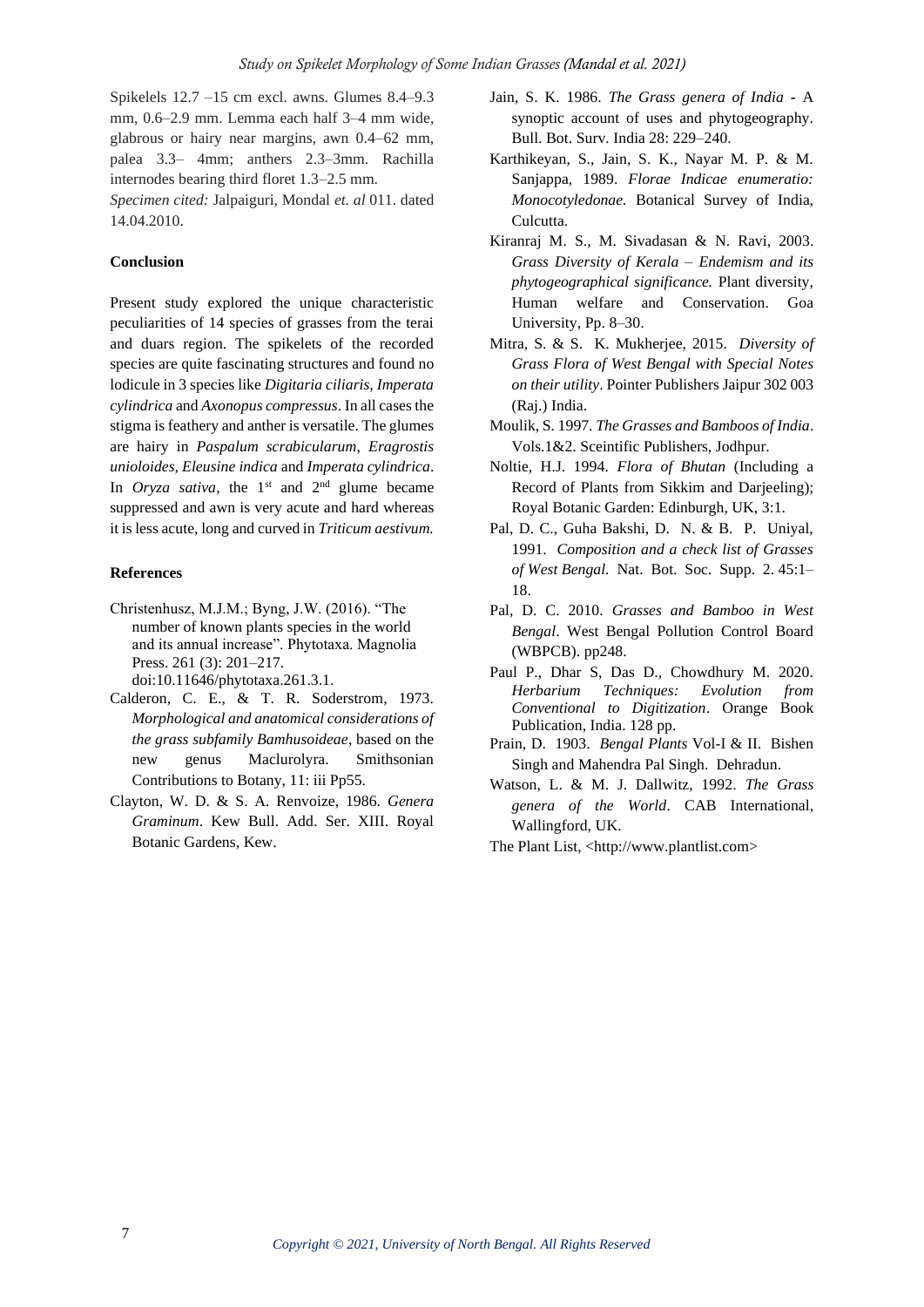Spikelets 12.7 –15 cm excl. awns. Glumes 8.4–9.3 mm, 0.6–2.9 mm. Lemma each half 3–4 mm wide, glabrous or hairy near margins, awn 0.4–62 mm, palea 3.3– 4mm; anthers 2.3–3mm. Rachilla internodes bearing third floret 1.3–2.5 mm.

*Specimen cited:* Jalpaiguri, Mondal *et. al* 011. dated 14.04.2010.

## Conclusion

Present study explored the unique characteristic peculiarities of 14 species of grasses from the terai and duars region. The spikelets of the recorded species are quite fascinating structures and found no lodicule in 3 species like *Digitaria ciliaris, Imperata cylindrica* and *Axonopus compressus*. In all cases the stigma is feathery and anther is versatile. The glumes are hairy in *Paspalum scrabicularum*, *Eragrostis unioloides, Eleusine indica* and *Imperata cylindrica*. In *Oryza sativa*, the 1st and 2nd glume became suppressed and awn is very acute and hard whereas it is less acute, long and curved in *Triticum aestivum.*

## References

Christenhusz, M.J.M.; Byng, J.W. (2016). "The number of known plants species in the world and its annual increase". Phytotaxa. Magnolia Press. 261 (3): 201–217. doi:10.11646/phytotaxa.261.3.1.

Calderon, C. E., & T. R. Soderstrom, 1973. *Morphological and anatomical considerations of the grass subfamily Bamhusoideae*, based on the new genus Maclurolyra. Smithsonian Contributions to Botany, 11: iii Pp55.

Clayton, W. D. & S. A. Renvoize, 1986. *Genera Graminum*. Kew Bull. Add. Ser. XIII. Royal Botanic Gardens, Kew.

Jain, S. K. 1986. *The Grass genera of India* - A synoptic account of uses and phytogeography. Bull. Bot. Surv. India 28: 229–240.

Karthikeyan, S., Jain, S. K., Nayar M. P. & M. Sanjappa, 1989. *Florae Indicae enumeratio: Monocotyledonae.* Botanical Survey of India, Culcutta.

Kiranraj M. S., M. Sivadasan & N. Ravi, 2003. *Grass Diversity of Kerala – Endemism and its phytogeographical significance.* Plant diversity, Human welfare and Conservation. Goa University, Pp. 8–30.

Mitra, S. & S. K. Mukherjee, 2015. *Diversity of Grass Flora of West Bengal with Special Notes on their utility*. Pointer Publishers Jaipur 302 003 (Raj.) India.

Moulik, S. 1997. *The Grasses and Bamboos of India*. Vols.1&2. Sceintific Publishers, Jodhpur.

Noltie, H.J. 1994. *Flora of Bhutan* (Including a Record of Plants from Sikkim and Darjeeling); Royal Botanic Garden: Edinburgh, UK, 3:1.

Pal, D. C., Guha Bakshi, D. N. & B. P. Uniyal, 1991. *Composition and a check list of Grasses of West Bengal.* Nat. Bot. Soc. Supp. 2. 45:1–18.

Pal, D. C. 2010. *Grasses and Bamboo in West Bengal*. West Bengal Pollution Control Board (WBPCB). pp248.

Paul P., Dhar S, Das D., Chowdhury M. 2020. *Herbarium Techniques: Evolution from Conventional to Digitization*. Orange Book Publication, India. 128 pp.

Prain, D. 1903. *Bengal Plants* Vol-I & II. Bishen Singh and Mahendra Pal Singh. Dehradun.

Watson, L. & M. J. Dallwitz, 1992. *The Grass genera of the World*. CAB International, Wallingford, UK.

The Plant List, <http://www.plantlist.com>